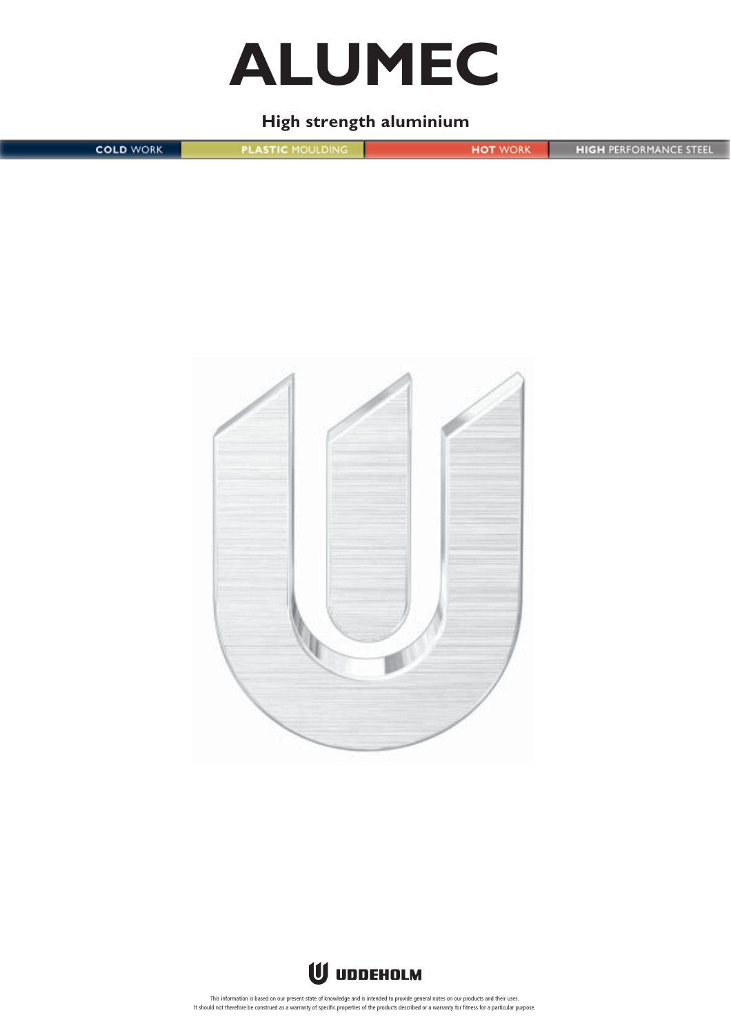# ALUMEC

## High strength aluminium

COLD WORK | PLASTIC MOULDING | HOT WORK | HIGH PERFORMANCE STEEL

UDDEHOLM

This information is based on our present state of knowledge and is intended to provide general notes on our products and their uses.
It should not therefore be construed as a warranty of specific properties of the products described or a warranty for fitness for a particular purpose.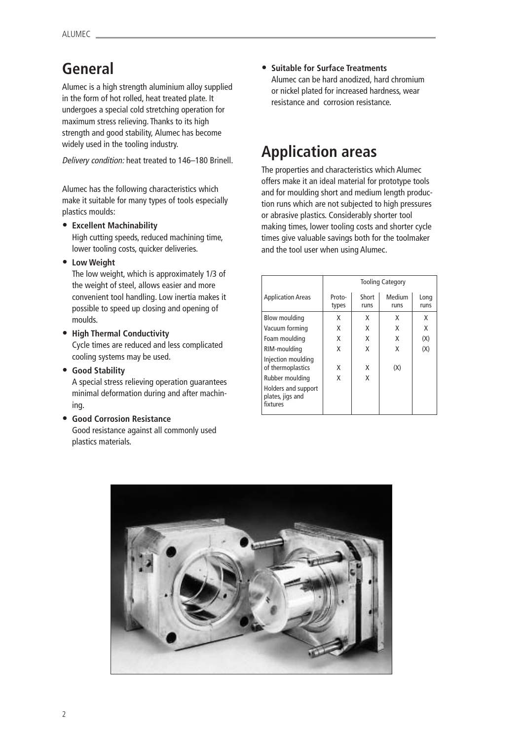## General

Alumec is a high strength aluminium alloy supplied in the form of hot rolled, heat treated plate. It undergoes a special cold stretching operation for maximum stress relieving. Thanks to its high strength and good stability, Alumec has become widely used in the tooling industry.

*Delivery condition:* heat treated to 146–180 Brinell.

Alumec has the following characteristics which make it suitable for many types of tools especially plastics moulds:

- **Excellent Machinability**
  High cutting speeds, reduced machining time, lower tooling costs, quicker deliveries.
- **Low Weight**
  The low weight, which is approximately 1/3 of the weight of steel, allows easier and more convenient tool handling. Low inertia makes it possible to speed up closing and opening of moulds.
- **High Thermal Conductivity**
  Cycle times are reduced and less complicated cooling systems may be used.
- **Good Stability**
  A special stress relieving operation guarantees minimal deformation during and after machining.
- **Good Corrosion Resistance**
  Good resistance against all commonly used plastics materials.
- **Suitable for Surface Treatments**
  Alumec can be hard anodized, hard chromium or nickel plated for increased hardness, wear resistance and corrosion resistance.

## Application areas

The properties and characteristics which Alumec offers make it an ideal material for prototype tools and for moulding short and medium length production runs which are not subjected to high pressures or abrasive plastics. Considerably shorter tool making times, lower tooling costs and shorter cycle times give valuable savings both for the toolmaker and the tool user when using Alumec.

| | Tooling Category | | | |
|---|---|---|---|---|
| Application Areas | Proto-types | Short runs | Medium runs | Long runs |
| Blow moulding | X | X | X | X |
| Vacuum forming | X | X | X | X |
| Foam moulding | X | X | X | (X) |
| RIM-moulding | X | X | X | (X) |
| Injection moulding of thermoplastics | X | X | (X) | |
| Rubber moulding | X | X | | |
| Holders and support plates, jigs and fixtures | | | | |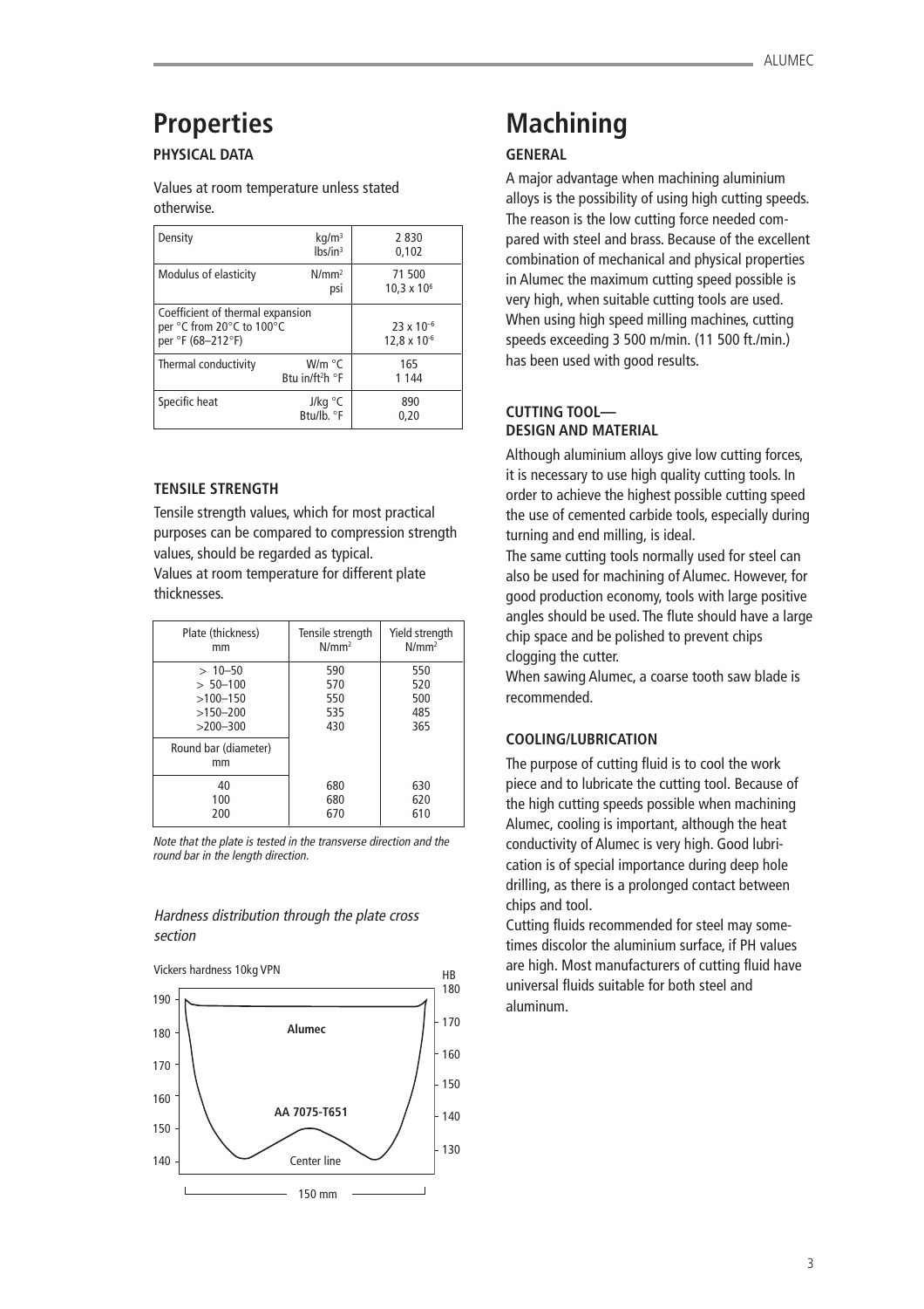## Properties

### PHYSICAL DATA

Values at room temperature unless stated otherwise.

| | | |
|---|---|---|
| Density | $kg/m^3$ / $lbs/in^3$ | 2 830 / 0,102 |
| Modulus of elasticity | $N/mm^2$ / psi | 71 500 / $10,3 \times 10^6$ |
| Coefficient of thermal expansion per °C from 20°C to 100°C / per °F (68–212°F) | | $23 \times 10^{-6}$ / $12,8 \times 10^{-6}$ |
| Thermal conductivity | W/m °C / Btu in/$ft^2$h °F | 165 / 1 144 |
| Specific heat | J/kg °C / Btu/lb. °F | 890 / 0,20 |

### TENSILE STRENGTH

Tensile strength values, which for most practical purposes can be compared to compression strength values, should be regarded as typical.
Values at room temperature for different plate thicknesses.

| Plate (thickness) mm | Tensile strength $N/mm^2$ | Yield strength $N/mm^2$ |
|---|---|---|
| > 10–50 | 590 | 550 |
| > 50–100 | 570 | 520 |
| >100–150 | 550 | 500 |
| >150–200 | 535 | 485 |
| >200–300 | 430 | 365 |
| **Round bar (diameter) mm** | | |
| 40 | 680 | 630 |
| 100 | 680 | 620 |
| 200 | 670 | 610 |

*Note that the plate is tested in the transverse direction and the round bar in the length direction.*

*Hardness distribution through the plate cross section*

Vickers hardness 10kg VPN — HB — Alumec — AA 7075-T651 — Center line — 150 mm

## Machining

### GENERAL

A major advantage when machining aluminium alloys is the possibility of using high cutting speeds. The reason is the low cutting force needed compared with steel and brass. Because of the excellent combination of mechanical and physical properties in Alumec the maximum cutting speed possible is very high, when suitable cutting tools are used. When using high speed milling machines, cutting speeds exceeding 3 500 m/min. (11 500 ft./min.) has been used with good results.

### CUTTING TOOL— DESIGN AND MATERIAL

Although aluminium alloys give low cutting forces, it is necessary to use high quality cutting tools. In order to achieve the highest possible cutting speed the use of cemented carbide tools, especially during turning and end milling, is ideal.

The same cutting tools normally used for steel can also be used for machining of Alumec. However, for good production economy, tools with large positive angles should be used. The flute should have a large chip space and be polished to prevent chips clogging the cutter.

When sawing Alumec, a coarse tooth saw blade is recommended.

### COOLING/LUBRICATION

The purpose of cutting fluid is to cool the work piece and to lubricate the cutting tool. Because of the high cutting speeds possible when machining Alumec, cooling is important, although the heat conductivity of Alumec is very high. Good lubrication is of special importance during deep hole drilling, as there is a prolonged contact between chips and tool.

Cutting fluids recommended for steel may sometimes discolor the aluminium surface, if PH values are high. Most manufacturers of cutting fluid have universal fluids suitable for both steel and aluminum.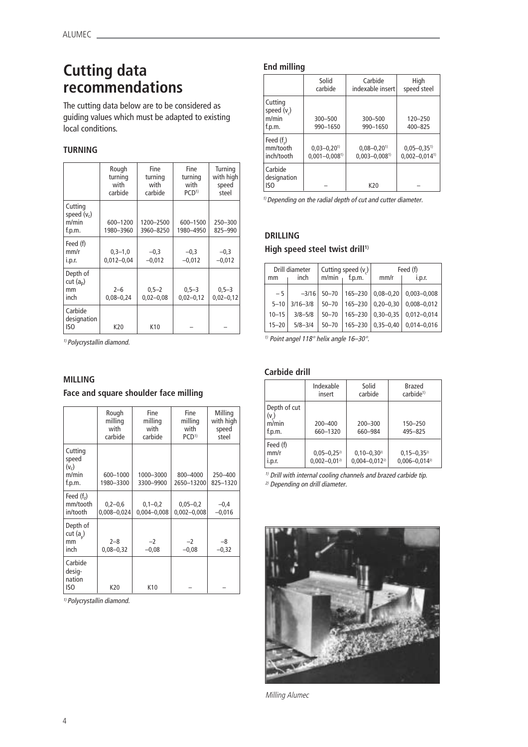# Cutting data recommendations

The cutting data below are to be considered as guiding values which must be adapted to existing local conditions.

### TURNING

| | Rough turning with carbide | Fine turning with carbide | Fine turning with PCD[1] | Turning with high speed steel |
|---|---|---|---|---|
| Cutting speed ($v_c$) m/min f.p.m. | 600–1200 1980–3960 | 1200–2500 3960–8250 | 600–1500 1980–4950 | 250–300 825–990 |
| Feed (f) mm/r i.p.r. | 0,3–1,0 0,012–0,04 | –0,3 –0,012 | –0,3 –0,012 | –0,3 –0,012 |
| Depth of cut ($a_p$) mm inch | 2–6 0,08–0,24 | 0,5–2 0,02–0,08 | 0,5–3 0,02–0,12 | 0,5–3 0,02–0,12 |
| Carbide designation ISO | K20 | K10 | – | – |

*[1] Polycrystallin diamond.*

### MILLING

#### Face and square shoulder face milling

| | Rough milling with carbide | Fine milling with carbide | Fine milling with PCD[1] | Milling with high speed steel |
|---|---|---|---|---|
| Cutting speed ($v_c$) m/min f.p.m. | 600–1000 1980–3300 | 1000–3000 3300–9900 | 800–4000 2650–13200 | 250–400 825–1320 |
| Feed ($f_z$) mm/tooth in/tooth | 0,2–0,6 0,008–0,024 | 0,1–0,2 0,004–0,008 | 0,05–0,2 0,002–0,008 | –0,4 –0,016 |
| Depth of cut ($a_p$) mm inch | 2–8 0,08–0,32 | –2 –0,08 | –2 –0,08 | –8 –0,32 |
| Carbide designation ISO | K20 | K10 | – | – |

*[1] Polycrystallin diamond.*

#### End milling

| | Solid carbide | Carbide indexable insert | High speed steel |
|---|---|---|---|
| Cutting speed ($v_c$) m/min f.p.m. | 300–500 990–1650 | 300–500 990–1650 | 120–250 400–825 |
| Feed ($f_z$) mm/tooth inch/tooth | 0,03–0,20[1] 0,001–0,008[1] | 0,08–0,20[1] 0,003–0,008[1] | 0,05–0,35[1] 0,002–0,014[1] |
| Carbide designation ISO | – | K20 | – |

*[1] Depending on the radial depth of cut and cutter diameter.*

### DRILLING

#### High speed steel twist drill[1]

| Drill diameter mm | Drill diameter inch | Cutting speed ($v_c$) m/min | Cutting speed ($v_c$) f.p.m. | Feed (f) mm/r | Feed (f) i.p.r. |
|---|---|---|---|---|---|
| – 5 | –3/16 | 50–70 | 165–230 | 0,08–0,20 | 0,003–0,008 |
| 5–10 | 3/16–3/8 | 50–70 | 165–230 | 0,20–0,30 | 0,008–0,012 |
| 10–15 | 3/8–5/8 | 50–70 | 165–230 | 0,30–0,35 | 0,012–0,014 |
| 15–20 | 5/8–3/4 | 50–70 | 165–230 | 0,35–0,40 | 0,014–0,016 |

*[1] Point angel 118° helix angle 16–30°.*

#### Carbide drill

| | Indexable insert | Solid carbide | Brazed carbide[1] |
|---|---|---|---|
| Depth of cut ($v_c$) m/min f.p.m. | 200–400 660–1320 | 200–300 660–984 | 150–250 495–825 |
| Feed (f) mm/r i.p.r. | 0,05–0,25[2] 0,002–0,01[2] | 0,10–0,30[2] 0,004–0,012[2] | 0,15–0,35[2] 0,006–0,014[2] |

*[1] Drill with internal cooling channels and brazed carbide tip.*
*[2] Depending on drill diameter.*

*Milling Alumec*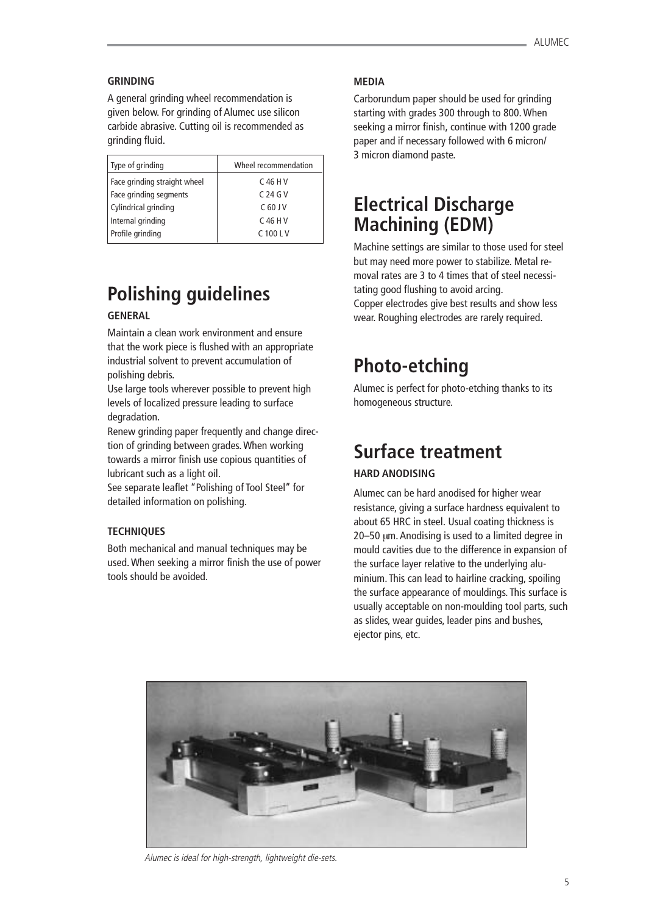#### GRINDING

A general grinding wheel recommendation is given below. For grinding of Alumec use silicon carbide abrasive. Cutting oil is recommended as grinding fluid.

| Type of grinding | Wheel recommendation |
|---|---|
| Face grinding straight wheel | C 46 H V |
| Face grinding segments | C 24 G V |
| Cylindrical grinding | C 60 J V |
| Internal grinding | C 46 H V |
| Profile grinding | C 100 L V |

## Polishing guidelines

#### GENERAL

Maintain a clean work environment and ensure that the work piece is flushed with an appropriate industrial solvent to prevent accumulation of polishing debris.

Use large tools wherever possible to prevent high levels of localized pressure leading to surface degradation.

Renew grinding paper frequently and change direction of grinding between grades. When working towards a mirror finish use copious quantities of lubricant such as a light oil.

See separate leaflet "Polishing of Tool Steel" for detailed information on polishing.

#### TECHNIQUES

Both mechanical and manual techniques may be used. When seeking a mirror finish the use of power tools should be avoided.

#### MEDIA

Carborundum paper should be used for grinding starting with grades 300 through to 800. When seeking a mirror finish, continue with 1200 grade paper and if necessary followed with 6 micron/ 3 micron diamond paste.

## Electrical Discharge Machining (EDM)

Machine settings are similar to those used for steel but may need more power to stabilize. Metal removal rates are 3 to 4 times that of steel necessitating good flushing to avoid arcing.

Copper electrodes give best results and show less wear. Roughing electrodes are rarely required.

## Photo-etching

Alumec is perfect for photo-etching thanks to its homogeneous structure.

## Surface treatment

#### HARD ANODISING

Alumec can be hard anodised for higher wear resistance, giving a surface hardness equivalent to about 65 HRC in steel. Usual coating thickness is 20–50 μm. Anodising is used to a limited degree in mould cavities due to the difference in expansion of the surface layer relative to the underlying aluminium. This can lead to hairline cracking, spoiling the surface appearance of mouldings. This surface is usually acceptable on non-moulding tool parts, such as slides, wear guides, leader pins and bushes, ejector pins, etc.

*Alumec is ideal for high-strength, lightweight die-sets.*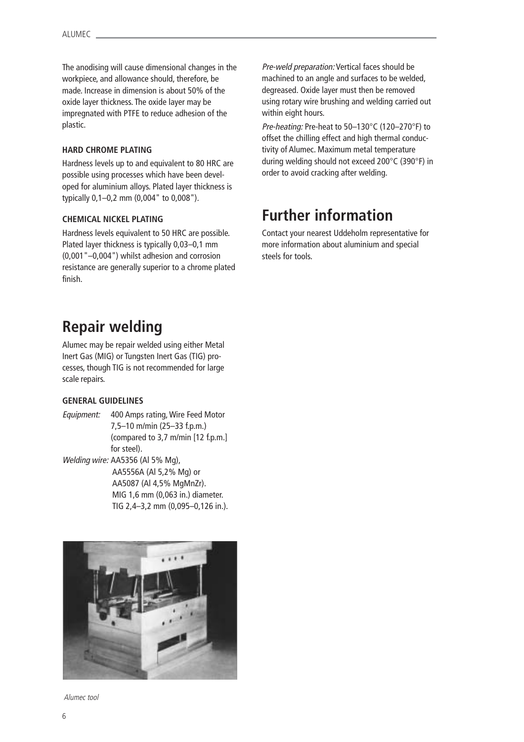The anodising will cause dimensional changes in the workpiece, and allowance should, therefore, be made. Increase in dimension is about 50% of the oxide layer thickness. The oxide layer may be impregnated with PTFE to reduce adhesion of the plastic.

### HARD CHROME PLATING

Hardness levels up to and equivalent to 80 HRC are possible using processes which have been developed for aluminium alloys. Plated layer thickness is typically 0,1–0,2 mm (0,004" to 0,008").

### CHEMICAL NICKEL PLATING

Hardness levels equivalent to 50 HRC are possible. Plated layer thickness is typically 0,03–0,1 mm (0,001"–0,004") whilst adhesion and corrosion resistance are generally superior to a chrome plated finish.

## Repair welding

Alumec may be repair welded using either Metal Inert Gas (MIG) or Tungsten Inert Gas (TIG) processes, though TIG is not recommended for large scale repairs.

### GENERAL GUIDELINES

*Equipment:* 400 Amps rating, Wire Feed Motor 7,5–10 m/min (25–33 f.p.m.) (compared to 3,7 m/min [12 f.p.m.] for steel).

*Welding wire:* AA5356 (Al 5% Mg), AA5556A (Al 5,2% Mg) or AA5087 (Al 4,5% MgMnZr). MIG 1,6 mm (0,063 in.) diameter. TIG 2,4–3,2 mm (0,095–0,126 in.).

*Alumec tool*

*Pre-weld preparation:* Vertical faces should be machined to an angle and surfaces to be welded, degreased. Oxide layer must then be removed using rotary wire brushing and welding carried out within eight hours.

*Pre-heating:* Pre-heat to 50–130°C (120–270°F) to offset the chilling effect and high thermal conductivity of Alumec. Maximum metal temperature during welding should not exceed 200°C (390°F) in order to avoid cracking after welding.

## Further information

Contact your nearest Uddeholm representative for more information about aluminium and special steels for tools.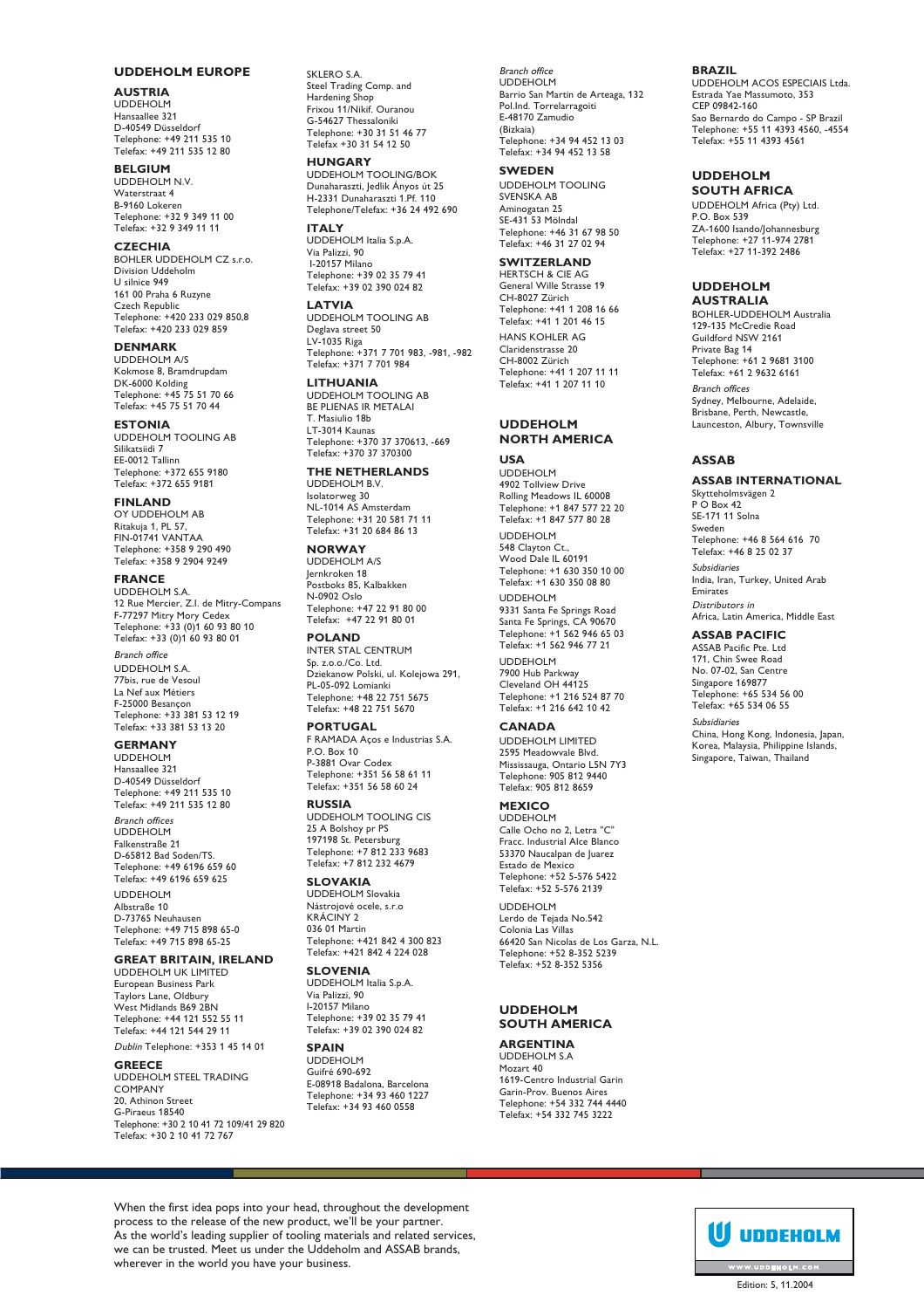## UDDEHOLM EUROPE

### AUSTRIA
UDDEHOLM
Hansaallee 321
D-40549 Düsseldorf
Telephone: +49 211 535 10
Telefax: +49 211 535 12 80

### BELGIUM
UDDEHOLM N.V.
Waterstraat 4
B-9160 Lokeren
Telephone: +32 9 349 11 00
Telefax: +32 9 349 11 11

### CZECHIA
BOHLER UDDEHOLM CZ s.r.o.
Division Uddeholm
U silnice 949
161 00 Praha 6 Ruzyne
Czech Republic
Telephone: +420 233 029 850,8
Telefax: +420 233 029 859

### DENMARK
UDDEHOLM A/S
Kokmose 8, Bramdrupdam
DK-6000 Kolding
Telephone: +45 75 51 70 66
Telefax: +45 75 51 70 44

### ESTONIA
UDDEHOLM TOOLING AB
Silikatsiidi 7
EE-0012 Tallinn
Telephone: +372 655 9180
Telefax: +372 655 9181

### FINLAND
OY UDDEHOLM AB
Ritakuja 1, PL 57,
FIN-01741 VANTAA
Telephone: +358 9 290 490
Telefax: +358 9 2904 9249

### FRANCE
UDDEHOLM S.A.
12 Rue Mercier, Z.I. de Mitry-Compans
F-77297 Mitry Mory Cedex
Telephone: +33 (0)1 60 93 80 10
Telefax: +33 (0)1 60 93 80 01

*Branch office*
UDDEHOLM S.A.
77bis, rue de Vesoul
La Nef aux Métiers
F-25000 Besançon
Telephone: +33 381 53 12 19
Telefax: +33 381 53 13 20

### GERMANY
UDDEHOLM
Hansaallee 321
D-40549 Düsseldorf
Telephone: +49 211 535 10
Telefax: +49 211 535 12 80

*Branch offices*
UDDEHOLM
Falkenstraße 21
D-65812 Bad Soden/TS.
Telephone: +49 6196 659 60
Telefax: +49 6196 659 625

UDDEHOLM
Albstraße 10
D-73765 Neuhausen
Telephone: +49 715 898 65-0
Telefax: +49 715 898 65-25

### GREAT BRITAIN, IRELAND
UDDEHOLM UK LIMITED
European Business Park
Taylors Lane, Oldbury
West Midlands B69 2BN
Telephone: +44 121 552 55 11
Telefax: +44 121 544 29 11

*Dublin* Telephone: +353 1 45 14 01

### GREECE
UDDEHOLM STEEL TRADING COMPANY
20, Athinon Street
G-Piraeus 18540
Telephone: +30 2 10 41 72 109/41 29 820
Telefax: +30 2 10 41 72 767

SKLERO S.A.
Steel Trading Comp. and Hardening Shop
Frixou 11/Nikif. Ouranou
G-54627 Thessaloniki
Telephone: +30 31 51 46 77
Telefax +30 31 54 12 50

### HUNGARY
UDDEHOLM TOOLING/BOK
Dunaharaszti, Jedlik Ányos út 25
H-2331 Dunaharaszti 1.Pf. 110
Telephone/Telefax: +36 24 492 690

### ITALY
UDDEHOLM Italia S.p.A.
Via Palizzi, 90
I-20157 Milano
Telephone: +39 02 35 79 41
Telefax: +39 02 390 024 82

### LATVIA
UDDEHOLM TOOLING AB
Deglava street 50
LV-1035 Riga
Telephone: +371 7 701 983, -981, -982
Telefax: +371 7 701 984

### LITHUANIA
UDDEHOLM TOOLING AB
BE PLIENAS IR METALAI
T. Masiulio 18b
LT-3014 Kaunas
Telephone: +370 37 370613, -669
Telefax: +370 37 370300

### THE NETHERLANDS
UDDEHOLM B.V.
Isolatorweg 30
NL-1014 AS Amsterdam
Telephone: +31 20 581 71 11
Telefax: +31 20 684 86 13

### NORWAY
UDDEHOLM A/S
Jernkroken 18
Postboks 85, Kalbakken
N-0902 Oslo
Telephone: +47 22 91 80 00
Telefax: +47 22 91 80 01

### POLAND
INTER STAL CENTRUM
Sp. z.o.o./Co. Ltd.
Dziekanow Polski, ul. Kolejowa 291,
PL-05-092 Lomianki
Telephone: +48 22 751 5675
Telefax: +48 22 751 5670

### PORTUGAL
F RAMADA Aços e Industrias S.A.
P.O. Box 10
P-3881 Ovar Codex
Telephone: +351 56 58 61 11
Telefax: +351 56 58 60 24

### RUSSIA
UDDEHOLM TOOLING CIS
25 A Bolshoy pr PS
197198 St. Petersburg
Telephone: +7 812 233 9683
Telefax: +7 812 232 4679

### SLOVAKIA
UDDEHOLM Slovakia
Nástrojové ocele, s.r.o
KRÁCINY 2
036 01 Martin
Telephone: +421 842 4 300 823
Telefax: +421 842 4 224 028

### SLOVENIA
UDDEHOLM Italia S.p.A.
Via Palizzi, 90
I-20157 Milano
Telephone: +39 02 35 79 41
Telefax: +39 02 390 024 82

### SPAIN
UDDEHOLM
Guifré 690-692
E-08918 Badalona, Barcelona
Telephone: +34 93 460 1227
Telefax: +34 93 460 0558

*Branch office*
UDDEHOLM
Barrio San Martin de Arteaga, 132
Pol.Ind. Torrelarragoiti
E-48170 Zamudio
(Bizkaia)
Telephone: +34 94 452 13 03
Telefax: +34 94 452 13 58

### SWEDEN
UDDEHOLM TOOLING SVENSKA AB
Aminogatan 25
SE-431 53 Mölndal
Telephone: +46 31 67 98 50
Telefax: +46 31 27 02 94

### SWITZERLAND
HERTSCH & CIE AG
General Wille Strasse 19
CH-8027 Zürich
Telephone: +41 1 208 16 66
Telefax: +41 1 201 46 15

HANS KOHLER AG
Claridenstrasse 20
CH-8002 Zürich
Telephone: +41 1 207 11 11
Telefax: +41 1 207 11 10

## UDDEHOLM NORTH AMERICA

### USA
UDDEHOLM
4902 Tollview Drive
Rolling Meadows IL 60008
Telephone: +1 847 577 22 20
Telefax: +1 847 577 80 28

UDDEHOLM
548 Clayton Ct.,
Wood Dale IL 60191
Telephone: +1 630 350 10 00
Telefax: +1 630 350 08 80

UDDEHOLM
9331 Santa Fe Springs Road
Santa Fe Springs, CA 90670
Telephone: +1 562 946 65 03
Telefax: +1 562 946 77 21

UDDEHOLM
7900 Hub Parkway
Cleveland OH 44125
Telephone: +1 216 524 87 70
Telefax: +1 216 642 10 42

### CANADA
UDDEHOLM LIMITED
2595 Meadowvale Blvd.
Mississauga, Ontario L5N 7Y3
Telephone: 905 812 9440
Telefax: 905 812 8659

### MEXICO
UDDEHOLM
Calle Ocho no 2, Letra "C"
Fracc. Industrial Alce Blanco
53370 Naucalpan de Juarez
Estado de Mexico
Telephone: +52 5-576 5422
Telefax: +52 5-576 2139

UDDEHOLM
Lerdo de Tejada No.542
Colonia Las Villas
66420 San Nicolas de Los Garza, N.L.
Telephone: +52 8-352 5239
Telefax: +52 8-352 5356

## UDDEHOLM SOUTH AMERICA

### ARGENTINA
UDDEHOLM S.A
Mozart 40
1619-Centro Industrial Garin
Garin-Prov. Buenos Aires
Telephone: +54 332 744 4440
Telefax: +54 332 745 3222

### BRAZIL
UDDEHOLM ACOS ESPECIAIS Ltda.
Estrada Yae Massumoto, 353
CEP 09842-160
Sao Bernardo do Campo - SP Brazil
Telephone: +55 11 4393 4560, -4554
Telefax: +55 11 4393 4561

## UDDEHOLM SOUTH AFRICA
UDDEHOLM Africa (Pty) Ltd.
P.O. Box 539
ZA-1600 Isando/Johannesburg
Telephone: +27 11-974 2781
Telefax: +27 11-392 2486

## UDDEHOLM AUSTRALIA
BOHLER-UDDEHOLM Australia
129-135 McCredie Road
Guildford NSW 2161
Private Bag 14
Telephone: +61 2 9681 3100
Telefax: +61 2 9632 6161

*Branch offices*
Sydney, Melbourne, Adelaide, Brisbane, Perth, Newcastle, Launceston, Albury, Townsville

## ASSAB

### ASSAB INTERNATIONAL
Skytteholmsvägen 2
P O Box 42
SE-171 11 Solna
Sweden
Telephone: +46 8 564 616 70
Telefax: +46 8 25 02 37

*Subsidiaries*
India, Iran, Turkey, United Arab Emirates

*Distributors in*
Africa, Latin America, Middle East

### ASSAB PACIFIC
ASSAB Pacific Pte. Ltd
171, Chin Swee Road
No. 07-02, San Centre
Singapore 169877
Telephone: +65 534 56 00
Telefax: +65 534 06 55

*Subsidiaries*
China, Hong Kong, Indonesia, Japan, Korea, Malaysia, Philippine Islands, Singapore, Taiwan, Thailand

---

When the first idea pops into your head, throughout the development process to the release of the new product, we'll be your partner. As the world's leading supplier of tooling materials and related services, we can be trusted. Meet us under the Uddeholm and ASSAB brands, wherever in the world you have your business.

UDDEHOLM
WWW.UDDEHOLM.COM

Edition: 5, 11.2004